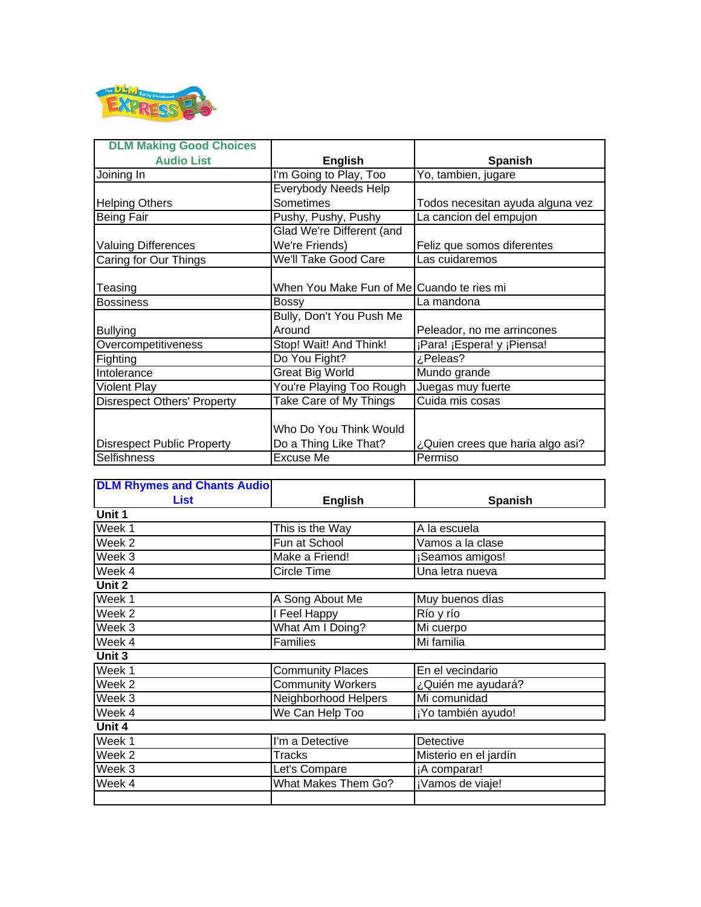| DLM Making Good Choices Audio List | English | Spanish |
|---|---|---|
| Joining In | I'm Going to Play, Too | Yo, tambien, jugare |
| Helping Others | Everybody Needs Help Sometimes | Todos necesitan ayuda alguna vez |
| Being Fair | Pushy, Pushy, Pushy | La cancion del empujon |
| Valuing Differences | Glad We're Different (and We're Friends) | Feliz que somos diferentes |
| Caring for Our Things | We'll Take Good Care | Las cuidaremos |
| Teasing | When You Make Fun of Me | Cuando te ries mi |
| Bossiness | Bossy | La mandona |
| Bullying | Bully, Don't You Push Me Around | Peleador, no me arrincones |
| Overcompetitiveness | Stop! Wait! And Think! | ¡Para! ¡Espera! y ¡Piensa! |
| Fighting | Do You Fight? | ¿Peleas? |
| Intolerance | Great Big World | Mundo grande |
| Violent Play | You're Playing Too Rough | Juegas muy fuerte |
| Disrespect Others' Property | Take Care of My Things | Cuida mis cosas |
| Disrespect Public Property | Who Do You Think Would Do a Thing Like That? | ¿Quien crees que haria algo asi? |
| Selfishness | Excuse Me | Permiso |

| DLM Rhymes and Chants Audio List | English | Spanish |
|---|---|---|
| **Unit 1** | | |
| Week 1 | This is the Way | A la escuela |
| Week 2 | Fun at School | Vamos a la clase |
| Week 3 | Make a Friend! | ¡Seamos amigos! |
| Week 4 | Circle Time | Una letra nueva |
| **Unit 2** | | |
| Week 1 | A Song About Me | Muy buenos días |
| Week 2 | I Feel Happy | Río y río |
| Week 3 | What Am I Doing? | Mi cuerpo |
| Week 4 | Families | Mi familia |
| **Unit 3** | | |
| Week 1 | Community Places | En el vecindario |
| Week 2 | Community Workers | ¿Quién me ayudará? |
| Week 3 | Neighborhood Helpers | Mi comunidad |
| Week 4 | We Can Help Too | ¡Yo también ayudo! |
| **Unit 4** | | |
| Week 1 | I'm a Detective | Detective |
| Week 2 | Tracks | Misterio en el jardín |
| Week 3 | Let's Compare | ¡A comparar! |
| Week 4 | What Makes Them Go? | ¡Vamos de viaje! |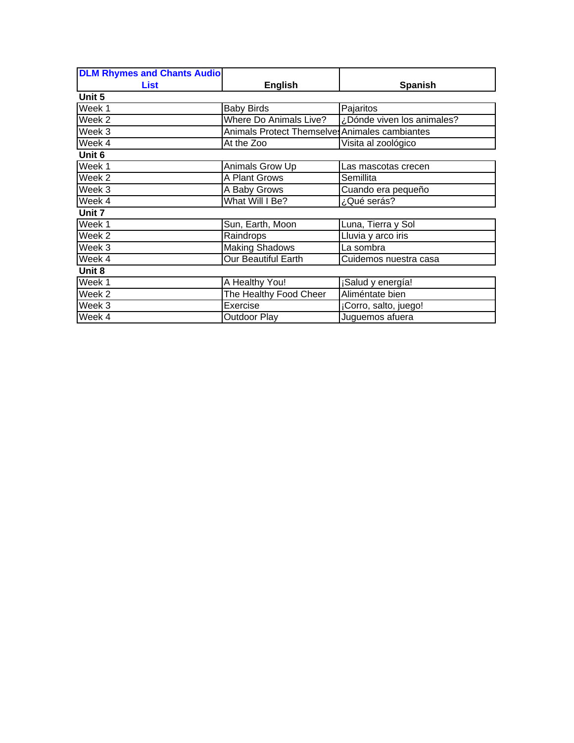| DLM Rhymes and Chants Audio List | English | Spanish |
| --- | --- | --- |
| **Unit 5** | | |
| Week 1 | Baby Birds | Pajaritos |
| Week 2 | Where Do Animals Live? | ¿Dónde viven los animales? |
| Week 3 | Animals Protect Themselves | Animales cambiantes |
| Week 4 | At the Zoo | Visita al zoológico |
| **Unit 6** | | |
| Week 1 | Animals Grow Up | Las mascotas crecen |
| Week 2 | A Plant Grows | Semillita |
| Week 3 | A Baby Grows | Cuando era pequeño |
| Week 4 | What Will I Be? | ¿Qué serás? |
| **Unit 7** | | |
| Week 1 | Sun, Earth, Moon | Luna, Tierra y Sol |
| Week 2 | Raindrops | Lluvia y arco iris |
| Week 3 | Making Shadows | La sombra |
| Week 4 | Our Beautiful Earth | Cuidemos nuestra casa |
| **Unit 8** | | |
| Week 1 | A Healthy You! | ¡Salud y energía! |
| Week 2 | The Healthy Food Cheer | Aliméntate bien |
| Week 3 | Exercise | ¡Corro, salto, juego! |
| Week 4 | Outdoor Play | Juguemos afuera |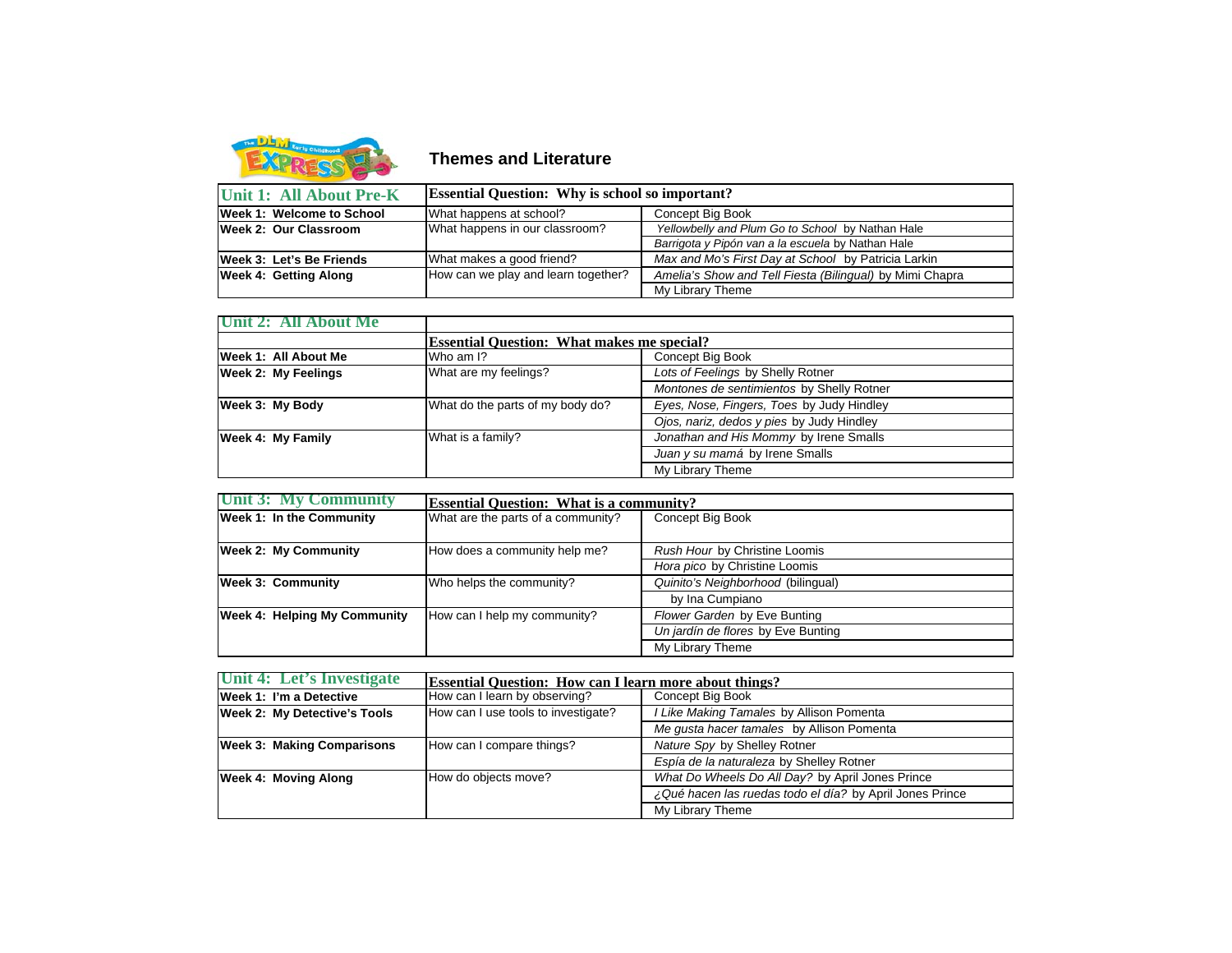## Themes and Literature

| Unit 1: All About Pre-K | Essential Question: Why is school so important? | |
| --- | --- | --- |
| **Week 1: Welcome to School** | What happens at school? | Concept Big Book |
| **Week 2: Our Classroom** | What happens in our classroom? | *Yellowbelly and Plum Go to School* by Nathan Hale |
| | | *Barrigota y Pipón van a la escuela* by Nathan Hale |
| **Week 3: Let's Be Friends** | What makes a good friend? | *Max and Mo's First Day at School* by Patricia Larkin |
| **Week 4: Getting Along** | How can we play and learn together? | *Amelia's Show and Tell Fiesta (Bilingual)* by Mimi Chapra |
| | | My Library Theme |

| Unit 2: All About Me | | |
| --- | --- | --- |
| | Essential Question: What makes me special? | |
| **Week 1: All About Me** | Who am I? | Concept Big Book |
| **Week 2: My Feelings** | What are my feelings? | *Lots of Feelings* by Shelly Rotner |
| | | *Montones de sentimientos* by Shelly Rotner |
| **Week 3: My Body** | What do the parts of my body do? | *Eyes, Nose, Fingers, Toes* by Judy Hindley |
| | | *Ojos, nariz, dedos y pies* by Judy Hindley |
| **Week 4: My Family** | What is a family? | *Jonathan and His Mommy* by Irene Smalls |
| | | *Juan y su mamá* by Irene Smalls |
| | | My Library Theme |

| Unit 3: My Community | Essential Question: What is a community? | |
| --- | --- | --- |
| **Week 1: In the Community** | What are the parts of a community? | Concept Big Book |
| **Week 2: My Community** | How does a community help me? | *Rush Hour* by Christine Loomis |
| | | *Hora pico* by Christine Loomis |
| **Week 3: Community** | Who helps the community? | *Quinito's Neighborhood* (bilingual) by Ina Cumpiano |
| **Week 4: Helping My Community** | How can I help my community? | *Flower Garden* by Eve Bunting |
| | | *Un jardín de flores* by Eve Bunting |
| | | My Library Theme |

| Unit 4: Let's Investigate | Essential Question: How can I learn more about things? | |
| --- | --- | --- |
| **Week 1: I'm a Detective** | How can I learn by observing? | Concept Big Book |
| **Week 2: My Detective's Tools** | How can I use tools to investigate? | *I Like Making Tamales* by Allison Pomenta |
| | | *Me gusta hacer tamales* by Allison Pomenta |
| **Week 3: Making Comparisons** | How can I compare things? | *Nature Spy* by Shelley Rotner |
| | | *Espía de la naturaleza* by Shelley Rotner |
| **Week 4: Moving Along** | How do objects move? | *What Do Wheels Do All Day?* by April Jones Prince |
| | | *¿Qué hacen las ruedas todo el día?* by April Jones Prince |
| | | My Library Theme |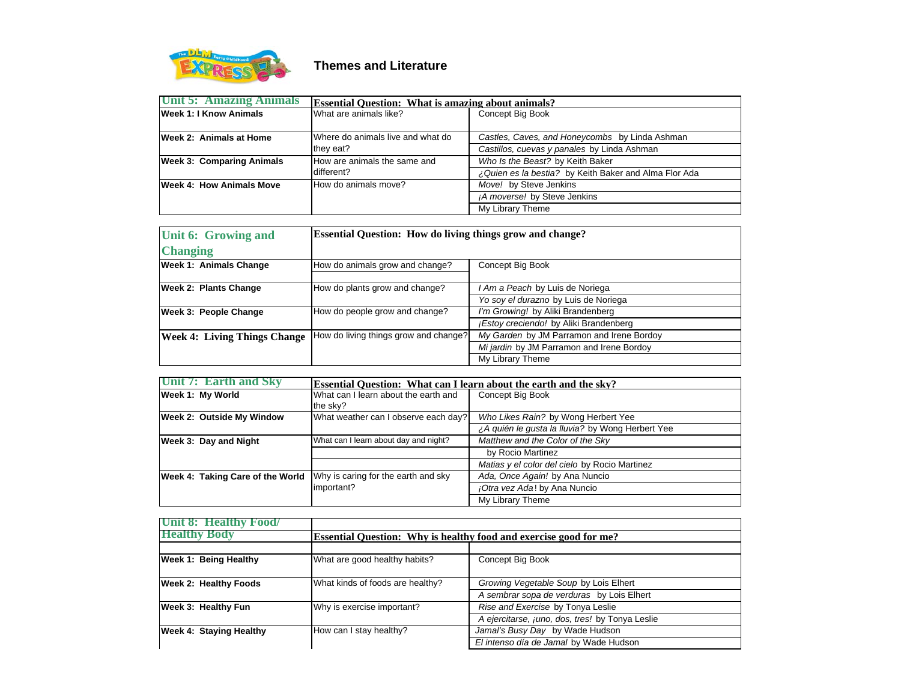# Themes and Literature

| Unit 5: Amazing Animals | Essential Question: What is amazing about animals? | |
|---|---|---|
| **Week 1: I Know Animals** | What are animals like? | Concept Big Book |
| **Week 2: Animals at Home** | Where do animals live and what do they eat? | *Castles, Caves, and Honeycombs* by Linda Ashman |
| | | *Castillos, cuevas y panales* by Linda Ashman |
| **Week 3: Comparing Animals** | How are animals the same and different? | *Who Is the Beast?* by Keith Baker |
| | | *¿Quien es la bestia?* by Keith Baker and Alma Flor Ada |
| **Week 4: How Animals Move** | How do animals move? | *Move!* by Steve Jenkins |
| | | *¡A moverse!* by Steve Jenkins |
| | | My Library Theme |

| Unit 6: Growing and Changing | Essential Question: How do living things grow and change? | |
|---|---|---|
| **Week 1: Animals Change** | How do animals grow and change? | Concept Big Book |
| **Week 2: Plants Change** | How do plants grow and change? | *I Am a Peach* by Luis de Noriega |
| | | *Yo soy el durazno* by Luis de Noriega |
| **Week 3: People Change** | How do people grow and change? | *I'm Growing!* by Aliki Brandenberg |
| | | *¡Estoy creciendo!* by Aliki Brandenberg |
| **Week 4: Living Things Change** | How do living things grow and change? | *My Garden* by JM Parramon and Irene Bordoy |
| | | *Mi jardin* by JM Parramon and Irene Bordoy |
| | | My Library Theme |

| Unit 7: Earth and Sky | Essential Question: What can I learn about the earth and the sky? | |
|---|---|---|
| **Week 1: My World** | What can I learn about the earth and the sky? | Concept Big Book |
| **Week 2: Outside My Window** | What weather can I observe each day? | *Who Likes Rain?* by Wong Herbert Yee |
| | | *¿A quién le gusta la lluvia?* by Wong Herbert Yee |
| **Week 3: Day and Night** | What can I learn about day and night? | *Matthew and the Color of the Sky* by Rocio Martinez |
| | | *Matias y el color del cielo* by Rocio Martinez |
| **Week 4: Taking Care of the World** | Why is caring for the earth and sky important? | *Ada, Once Again!* by Ana Nuncio |
| | | *¡Otra vez Ada!* by Ana Nuncio |
| | | My Library Theme |

| Unit 8: Healthy Food/ Healthy Body | Essential Question: Why is healthy food and exercise good for me? | |
|---|---|---|
| **Week 1: Being Healthy** | What are good healthy habits? | Concept Big Book |
| **Week 2: Healthy Foods** | What kinds of foods are healthy? | *Growing Vegetable Soup* by Lois Elhert |
| | | *A sembrar sopa de verduras* by Lois Elhert |
| **Week 3: Healthy Fun** | Why is exercise important? | *Rise and Exercise* by Tonya Leslie |
| | | *A ejercitarse, ¡uno, dos, tres!* by Tonya Leslie |
| **Week 4: Staying Healthy** | How can I stay healthy? | *Jamal's Busy Day* by Wade Hudson |
| | | *El intenso día de Jamal* by Wade Hudson |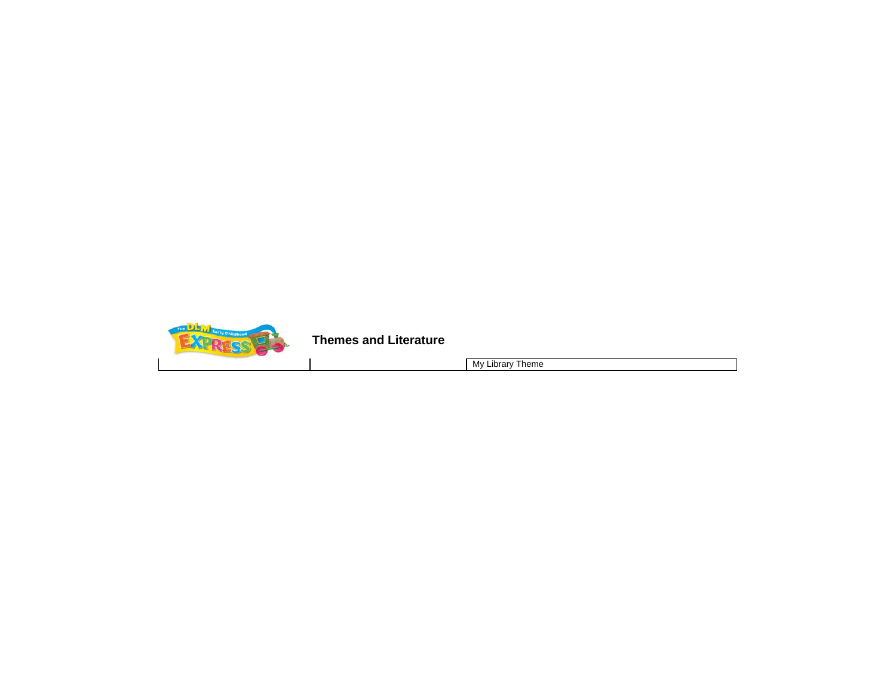**Themes and Literature**

| | | |
|---|---|---|
| | | My Library Theme |